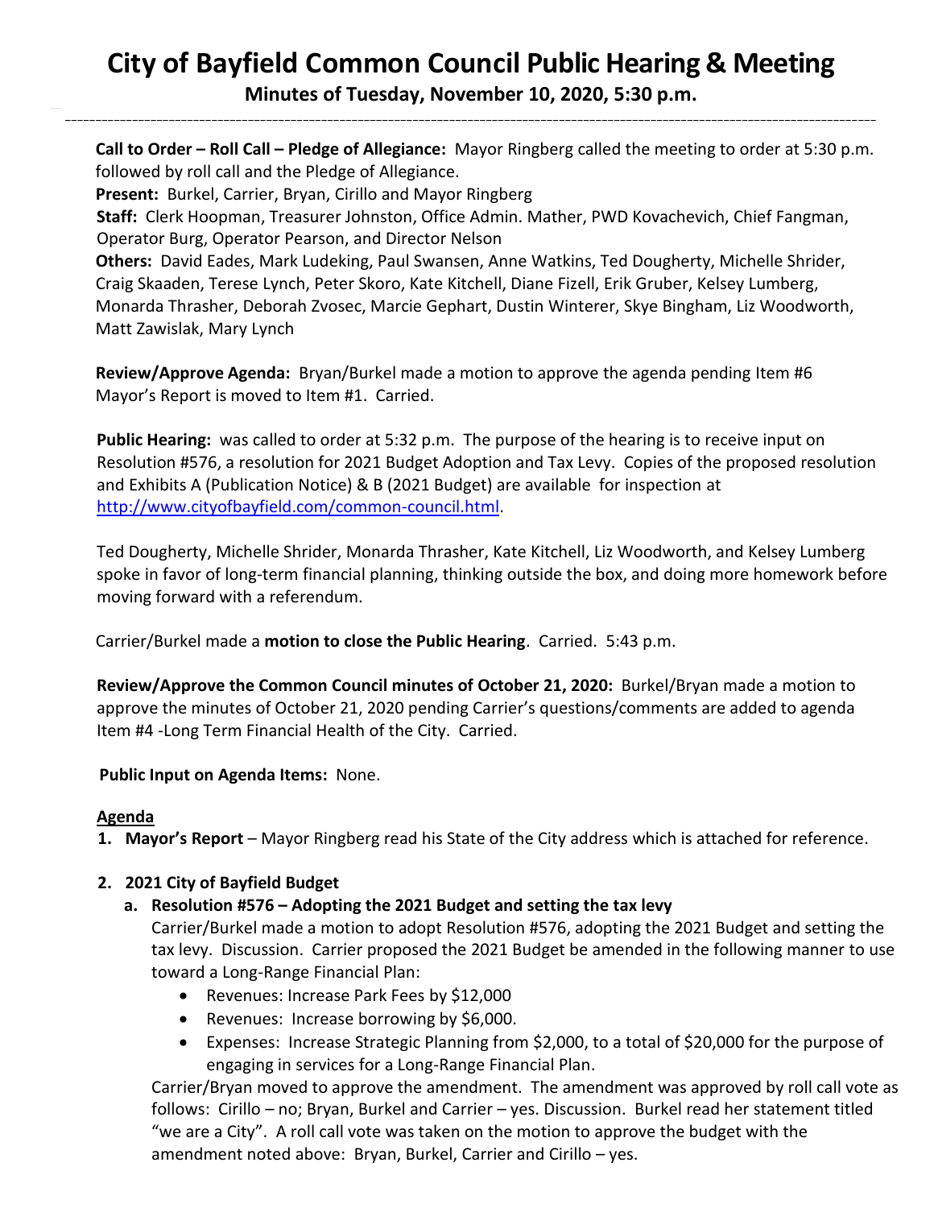# City of Bayfield Common Council Public Hearing & Meeting

**Minutes of Tuesday, November 10, 2020, 5:30 p.m.**

---

**Call to Order – Roll Call – Pledge of Allegiance:** Mayor Ringberg called the meeting to order at 5:30 p.m. followed by roll call and the Pledge of Allegiance.

**Present:** Burkel, Carrier, Bryan, Cirillo and Mayor Ringberg

**Staff:** Clerk Hoopman, Treasurer Johnston, Office Admin. Mather, PWD Kovachevich, Chief Fangman, Operator Burg, Operator Pearson, and Director Nelson

**Others:** David Eades, Mark Ludeking, Paul Swansen, Anne Watkins, Ted Dougherty, Michelle Shrider, Craig Skaaden, Terese Lynch, Peter Skoro, Kate Kitchell, Diane Fizell, Erik Gruber, Kelsey Lumberg, Monarda Thrasher, Deborah Zvosec, Marcie Gephart, Dustin Winterer, Skye Bingham, Liz Woodworth, Matt Zawislak, Mary Lynch

**Review/Approve Agenda:** Bryan/Burkel made a motion to approve the agenda pending Item #6 Mayor's Report is moved to Item #1. Carried.

**Public Hearing:** was called to order at 5:32 p.m. The purpose of the hearing is to receive input on Resolution #576, a resolution for 2021 Budget Adoption and Tax Levy. Copies of the proposed resolution and Exhibits A (Publication Notice) & B (2021 Budget) are available for inspection at http://www.cityofbayfield.com/common-council.html.

Ted Dougherty, Michelle Shrider, Monarda Thrasher, Kate Kitchell, Liz Woodworth, and Kelsey Lumberg spoke in favor of long-term financial planning, thinking outside the box, and doing more homework before moving forward with a referendum.

Carrier/Burkel made a **motion to close the Public Hearing**. Carried. 5:43 p.m.

**Review/Approve the Common Council minutes of October 21, 2020:** Burkel/Bryan made a motion to approve the minutes of October 21, 2020 pending Carrier's questions/comments are added to agenda Item #4 -Long Term Financial Health of the City. Carried.

**Public Input on Agenda Items:** None.

**Agenda**

1. **Mayor's Report** – Mayor Ringberg read his State of the City address which is attached for reference.

2. **2021 City of Bayfield Budget**

   a. **Resolution #576 – Adopting the 2021 Budget and setting the tax levy**

      Carrier/Burkel made a motion to adopt Resolution #576, adopting the 2021 Budget and setting the tax levy. Discussion. Carrier proposed the 2021 Budget be amended in the following manner to use toward a Long-Range Financial Plan:

      - Revenues: Increase Park Fees by $12,000
      - Revenues: Increase borrowing by $6,000.
      - Expenses: Increase Strategic Planning from $2,000, to a total of $20,000 for the purpose of engaging in services for a Long-Range Financial Plan.

      Carrier/Bryan moved to approve the amendment. The amendment was approved by roll call vote as follows: Cirillo – no; Bryan, Burkel and Carrier – yes. Discussion. Burkel read her statement titled "we are a City". A roll call vote was taken on the motion to approve the budget with the amendment noted above: Bryan, Burkel, Carrier and Cirillo – yes.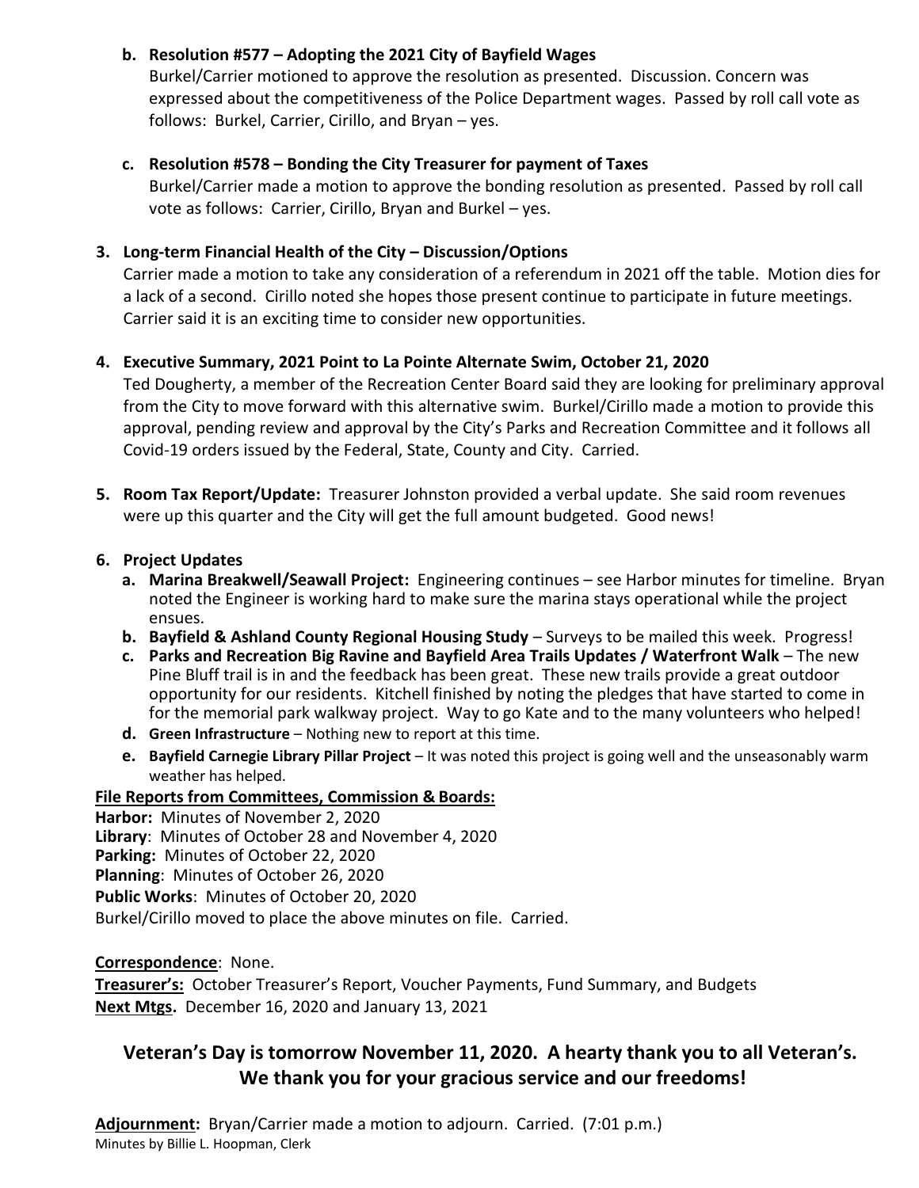**b. Resolution #577 – Adopting the 2021 City of Bayfield Wages**

Burkel/Carrier motioned to approve the resolution as presented. Discussion. Concern was expressed about the competitiveness of the Police Department wages. Passed by roll call vote as follows: Burkel, Carrier, Cirillo, and Bryan – yes.

**c. Resolution #578 – Bonding the City Treasurer for payment of Taxes**

Burkel/Carrier made a motion to approve the bonding resolution as presented. Passed by roll call vote as follows: Carrier, Cirillo, Bryan and Burkel – yes.

**3. Long-term Financial Health of the City – Discussion/Options**

Carrier made a motion to take any consideration of a referendum in 2021 off the table. Motion dies for a lack of a second. Cirillo noted she hopes those present continue to participate in future meetings. Carrier said it is an exciting time to consider new opportunities.

**4. Executive Summary, 2021 Point to La Pointe Alternate Swim, October 21, 2020**

Ted Dougherty, a member of the Recreation Center Board said they are looking for preliminary approval from the City to move forward with this alternative swim. Burkel/Cirillo made a motion to provide this approval, pending review and approval by the City's Parks and Recreation Committee and it follows all Covid-19 orders issued by the Federal, State, County and City. Carried.

**5. Room Tax Report/Update:** Treasurer Johnston provided a verbal update. She said room revenues were up this quarter and the City will get the full amount budgeted. Good news!

**6. Project Updates**

a. **Marina Breakwell/Seawall Project:** Engineering continues – see Harbor minutes for timeline. Bryan noted the Engineer is working hard to make sure the marina stays operational while the project ensues.

b. **Bayfield & Ashland County Regional Housing Study** – Surveys to be mailed this week. Progress!

c. **Parks and Recreation Big Ravine and Bayfield Area Trails Updates / Waterfront Walk** – The new Pine Bluff trail is in and the feedback has been great. These new trails provide a great outdoor opportunity for our residents. Kitchell finished by noting the pledges that have started to come in for the memorial park walkway project. Way to go Kate and to the many volunteers who helped!

d. **Green Infrastructure** – Nothing new to report at this time.

e. **Bayfield Carnegie Library Pillar Project** – It was noted this project is going well and the unseasonably warm weather has helped.

**File Reports from Committees, Commission & Boards:**

**Harbor:** Minutes of November 2, 2020
**Library**: Minutes of October 28 and November 4, 2020
**Parking:** Minutes of October 22, 2020
**Planning**: Minutes of October 26, 2020
**Public Works**: Minutes of October 20, 2020
Burkel/Cirillo moved to place the above minutes on file. Carried.

**Correspondence**: None.
**Treasurer's:** October Treasurer's Report, Voucher Payments, Fund Summary, and Budgets
**Next Mtgs.** December 16, 2020 and January 13, 2021

## Veteran's Day is tomorrow November 11, 2020. A hearty thank you to all Veteran's. We thank you for your gracious service and our freedoms!

**Adjournment:** Bryan/Carrier made a motion to adjourn. Carried. (7:01 p.m.)
Minutes by Billie L. Hoopman, Clerk